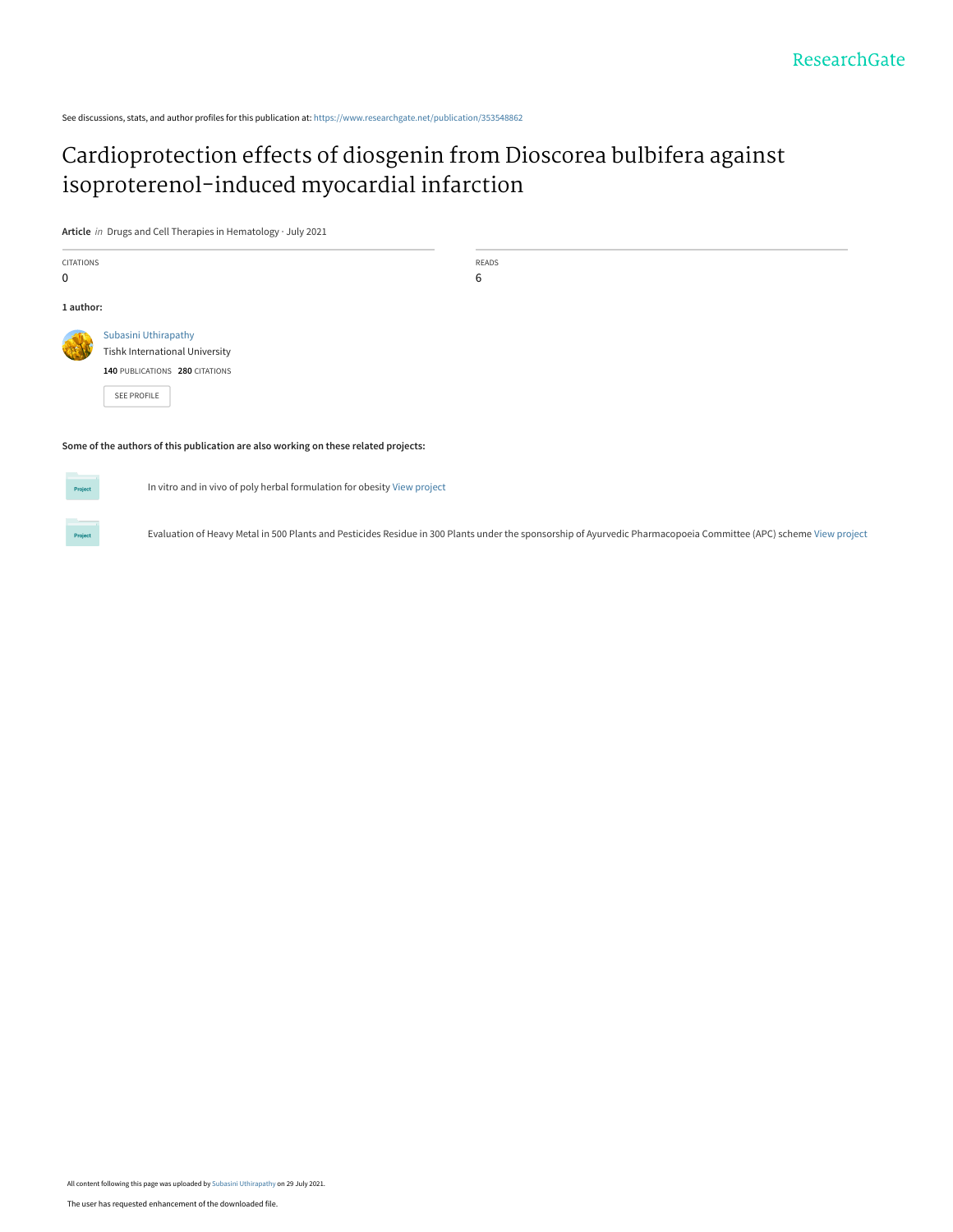See discussions, stats, and author profiles for this publication at: https://www.researchgate.net/publication/353548862

# Cardioprotection effects of diosgenin from Dioscorea bulbifera against isoproterenol-induced myocardial infarction

**Article** *in* Drugs and Cell Therapies in Hematology · July 2021

| CITATIONS | READS |
| --- | --- |
| 0 | 6 |

**1 author:**

Subasini Uthirapathy
Tishk International University
**140** PUBLICATIONS **280** CITATIONS

SEE PROFILE

**Some of the authors of this publication are also working on these related projects:**

In vitro and in vivo of poly herbal formulation for obesity View project

Evaluation of Heavy Metal in 500 Plants and Pesticides Residue in 300 Plants under the sponsorship of Ayurvedic Pharmacopoeia Committee (APC) scheme View project

All content following this page was uploaded by Subasini Uthirapathy on 29 July 2021.

The user has requested enhancement of the downloaded file.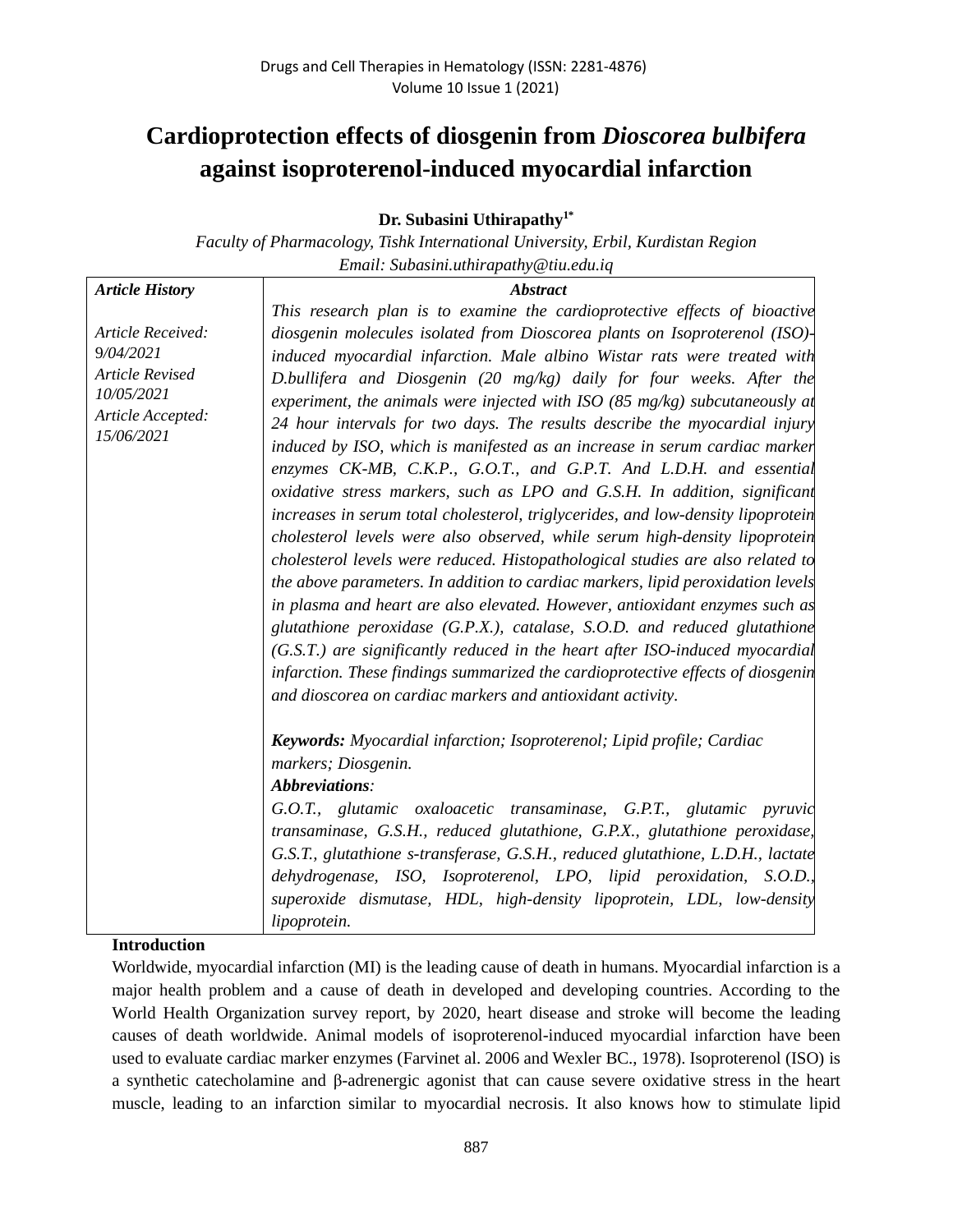# Cardioprotection effects of diosgenin from *Dioscorea bulbifera* against isoproterenol-induced myocardial infarction

**Dr. Subasini Uthirapathy[1*]**

*Faculty of Pharmacology, Tishk International University, Erbil, Kurdistan Region*

*Email: Subasini.uthirapathy@tiu.edu.iq*

| *Article History* | *Abstract* |
| --- | --- |
| *Article Received:* 9*/04/2021*<br>*Article Revised 10/05/2021*<br>*Article Accepted: 15/06/2021* | *This research plan is to examine the cardioprotective effects of bioactive diosgenin molecules isolated from Dioscorea plants on Isoproterenol (ISO)-induced myocardial infarction. Male albino Wistar rats were treated with D.bullifera and Diosgenin (20 mg/kg) daily for four weeks. After the experiment, the animals were injected with ISO (85 mg/kg) subcutaneously at 24 hour intervals for two days. The results describe the myocardial injury induced by ISO, which is manifested as an increase in serum cardiac marker enzymes CK-MB, C.K.P., G.O.T., and G.P.T. And L.D.H. and essential oxidative stress markers, such as LPO and G.S.H. In addition, significant increases in serum total cholesterol, triglycerides, and low-density lipoprotein cholesterol levels were also observed, while serum high-density lipoprotein cholesterol levels were reduced. Histopathological studies are also related to the above parameters. In addition to cardiac markers, lipid peroxidation levels in plasma and heart are also elevated. However, antioxidant enzymes such as glutathione peroxidase (G.P.X.), catalase, S.O.D. and reduced glutathione (G.S.T.) are significantly reduced in the heart after ISO-induced myocardial infarction. These findings summarized the cardioprotective effects of diosgenin and dioscorea on cardiac markers and antioxidant activity.*<br><br>***Keywords:*** *Myocardial infarction; Isoproterenol; Lipid profile; Cardiac markers; Diosgenin.*<br>***Abbreviations****:*<br>*G.O.T., glutamic oxaloacetic transaminase, G.P.T., glutamic pyruvic transaminase, G.S.H., reduced glutathione, G.P.X., glutathione peroxidase, G.S.T., glutathione s-transferase, G.S.H., reduced glutathione, L.D.H., lactate dehydrogenase, ISO, Isoproterenol, LPO, lipid peroxidation, S.O.D., superoxide dismutase, HDL, high-density lipoprotein, LDL, low-density lipoprotein.* |

## Introduction

Worldwide, myocardial infarction (MI) is the leading cause of death in humans. Myocardial infarction is a major health problem and a cause of death in developed and developing countries. According to the World Health Organization survey report, by 2020, heart disease and stroke will become the leading causes of death worldwide. Animal models of isoproterenol-induced myocardial infarction have been used to evaluate cardiac marker enzymes (Farvinet al. 2006 and Wexler BC., 1978). Isoproterenol (ISO) is a synthetic catecholamine and β-adrenergic agonist that can cause severe oxidative stress in the heart muscle, leading to an infarction similar to myocardial necrosis. It also knows how to stimulate lipid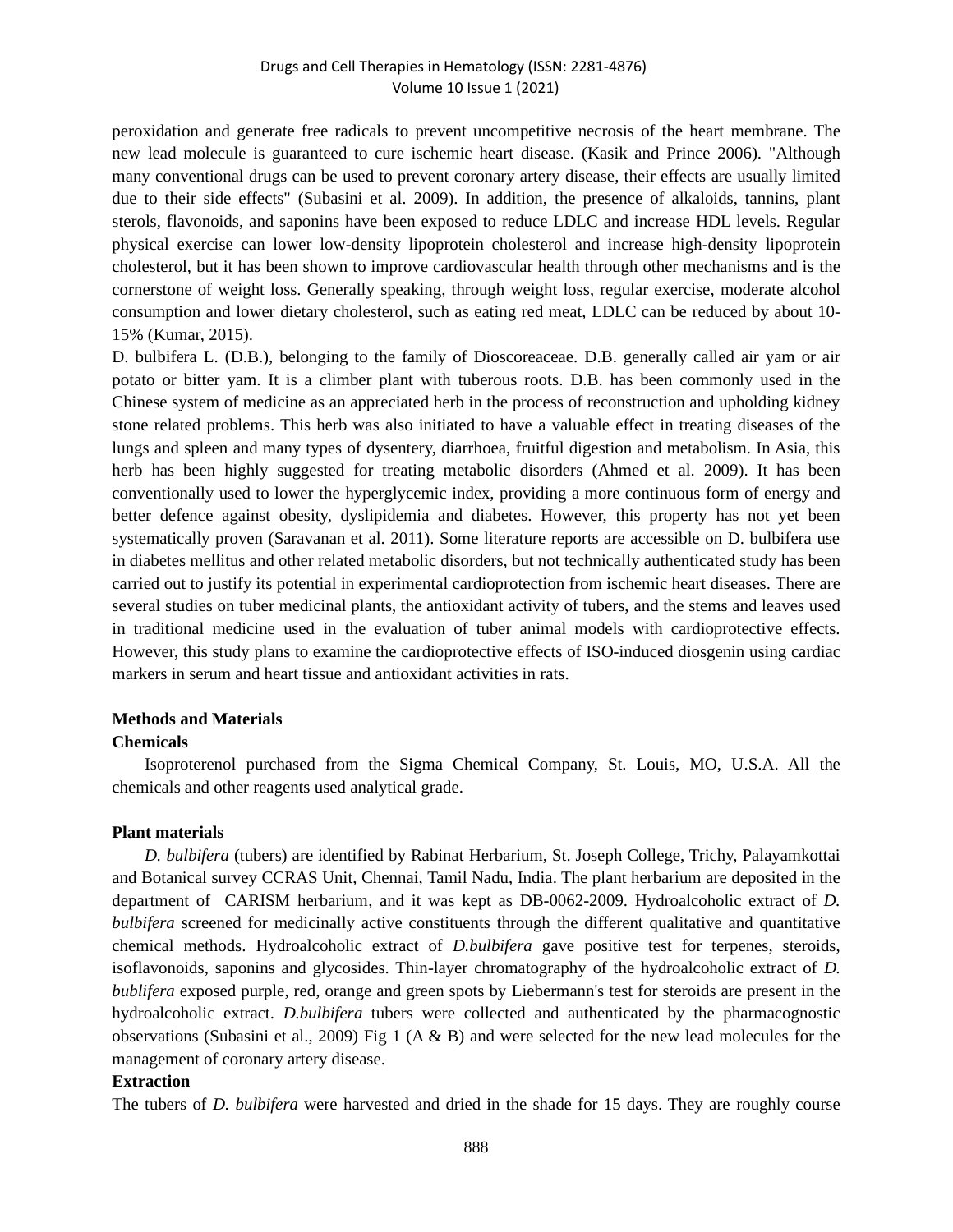peroxidation and generate free radicals to prevent uncompetitive necrosis of the heart membrane. The new lead molecule is guaranteed to cure ischemic heart disease. (Kasik and Prince 2006). "Although many conventional drugs can be used to prevent coronary artery disease, their effects are usually limited due to their side effects" (Subasini et al. 2009). In addition, the presence of alkaloids, tannins, plant sterols, flavonoids, and saponins have been exposed to reduce LDLC and increase HDL levels. Regular physical exercise can lower low-density lipoprotein cholesterol and increase high-density lipoprotein cholesterol, but it has been shown to improve cardiovascular health through other mechanisms and is the cornerstone of weight loss. Generally speaking, through weight loss, regular exercise, moderate alcohol consumption and lower dietary cholesterol, such as eating red meat, LDLC can be reduced by about 10-15% (Kumar, 2015).

D. bulbifera L. (D.B.), belonging to the family of Dioscoreaceae. D.B. generally called air yam or air potato or bitter yam. It is a climber plant with tuberous roots. D.B. has been commonly used in the Chinese system of medicine as an appreciated herb in the process of reconstruction and upholding kidney stone related problems. This herb was also initiated to have a valuable effect in treating diseases of the lungs and spleen and many types of dysentery, diarrhoea, fruitful digestion and metabolism. In Asia, this herb has been highly suggested for treating metabolic disorders (Ahmed et al. 2009). It has been conventionally used to lower the hyperglycemic index, providing a more continuous form of energy and better defence against obesity, dyslipidemia and diabetes. However, this property has not yet been systematically proven (Saravanan et al. 2011). Some literature reports are accessible on D. bulbifera use in diabetes mellitus and other related metabolic disorders, but not technically authenticated study has been carried out to justify its potential in experimental cardioprotection from ischemic heart diseases. There are several studies on tuber medicinal plants, the antioxidant activity of tubers, and the stems and leaves used in traditional medicine used in the evaluation of tuber animal models with cardioprotective effects. However, this study plans to examine the cardioprotective effects of ISO-induced diosgenin using cardiac markers in serum and heart tissue and antioxidant activities in rats.

## Methods and Materials

### Chemicals

Isoproterenol purchased from the Sigma Chemical Company, St. Louis, MO, U.S.A. All the chemicals and other reagents used analytical grade.

### Plant materials

*D. bulbifera* (tubers) are identified by Rabinat Herbarium, St. Joseph College, Trichy, Palayamkottai and Botanical survey CCRAS Unit, Chennai, Tamil Nadu, India. The plant herbarium are deposited in the department of CARISM herbarium, and it was kept as DB-0062-2009. Hydroalcoholic extract of *D. bulbifera* screened for medicinally active constituents through the different qualitative and quantitative chemical methods. Hydroalcoholic extract of *D.bulbifera* gave positive test for terpenes, steroids, isoflavonoids, saponins and glycosides. Thin-layer chromatography of the hydroalcoholic extract of *D. bublifera* exposed purple, red, orange and green spots by Liebermann's test for steroids are present in the hydroalcoholic extract. *D.bulbifera* tubers were collected and authenticated by the pharmacognostic observations (Subasini et al., 2009) Fig 1 (A & B) and were selected for the new lead molecules for the management of coronary artery disease.

### Extraction

The tubers of *D. bulbifera* were harvested and dried in the shade for 15 days. They are roughly course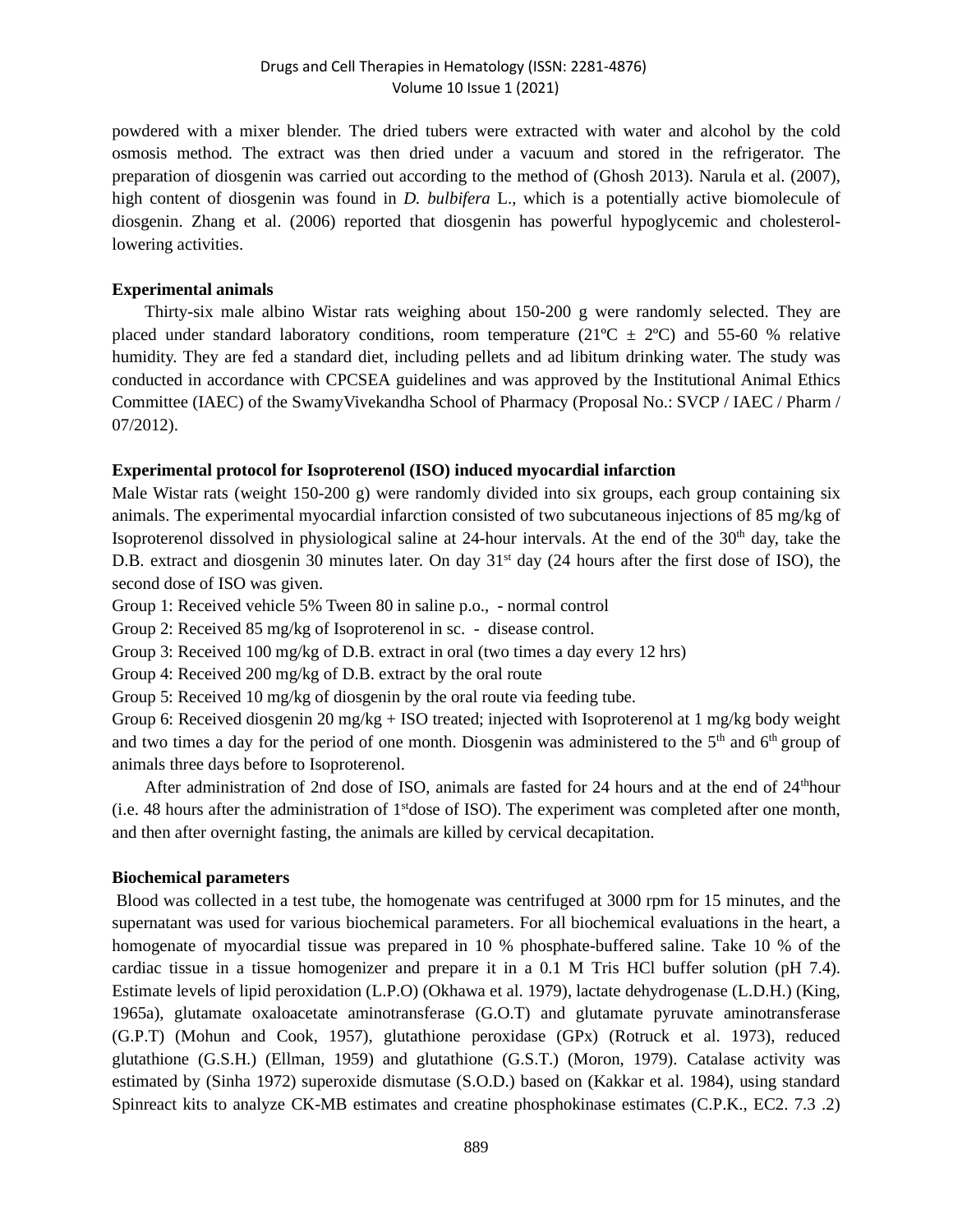powdered with a mixer blender. The dried tubers were extracted with water and alcohol by the cold osmosis method. The extract was then dried under a vacuum and stored in the refrigerator. The preparation of diosgenin was carried out according to the method of (Ghosh 2013). Narula et al. (2007), high content of diosgenin was found in *D. bulbifera* L., which is a potentially active biomolecule of diosgenin. Zhang et al. (2006) reported that diosgenin has powerful hypoglycemic and cholesterol-lowering activities.

**Experimental animals**

Thirty-six male albino Wistar rats weighing about 150-200 g were randomly selected. They are placed under standard laboratory conditions, room temperature (21ºC ± 2ºC) and 55-60 % relative humidity. They are fed a standard diet, including pellets and ad libitum drinking water. The study was conducted in accordance with CPCSEA guidelines and was approved by the Institutional Animal Ethics Committee (IAEC) of the SwamyVivekandha School of Pharmacy (Proposal No.: SVCP / IAEC / Pharm / 07/2012).

**Experimental protocol for Isoproterenol (ISO) induced myocardial infarction**

Male Wistar rats (weight 150-200 g) were randomly divided into six groups, each group containing six animals. The experimental myocardial infarction consisted of two subcutaneous injections of 85 mg/kg of Isoproterenol dissolved in physiological saline at 24-hour intervals. At the end of the 30th day, take the D.B. extract and diosgenin 30 minutes later. On day 31st day (24 hours after the first dose of ISO), the second dose of ISO was given.

Group 1: Received vehicle 5% Tween 80 in saline p.o., - normal control

Group 2: Received 85 mg/kg of Isoproterenol in sc. - disease control.

Group 3: Received 100 mg/kg of D.B. extract in oral (two times a day every 12 hrs)

Group 4: Received 200 mg/kg of D.B. extract by the oral route

Group 5: Received 10 mg/kg of diosgenin by the oral route via feeding tube.

Group 6: Received diosgenin 20 mg/kg + ISO treated; injected with Isoproterenol at 1 mg/kg body weight and two times a day for the period of one month. Diosgenin was administered to the 5th and 6th group of animals three days before to Isoproterenol.

After administration of 2nd dose of ISO, animals are fasted for 24 hours and at the end of 24thhour (i.e. 48 hours after the administration of 1stdose of ISO). The experiment was completed after one month, and then after overnight fasting, the animals are killed by cervical decapitation.

**Biochemical parameters**

Blood was collected in a test tube, the homogenate was centrifuged at 3000 rpm for 15 minutes, and the supernatant was used for various biochemical parameters. For all biochemical evaluations in the heart, a homogenate of myocardial tissue was prepared in 10 % phosphate-buffered saline. Take 10 % of the cardiac tissue in a tissue homogenizer and prepare it in a 0.1 M Tris HCl buffer solution (pH 7.4). Estimate levels of lipid peroxidation (L.P.O) (Okhawa et al. 1979), lactate dehydrogenase (L.D.H.) (King, 1965a), glutamate oxaloacetate aminotransferase (G.O.T) and glutamate pyruvate aminotransferase (G.P.T) (Mohun and Cook, 1957), glutathione peroxidase (GPx) (Rotruck et al. 1973), reduced glutathione (G.S.H.) (Ellman, 1959) and glutathione (G.S.T.) (Moron, 1979). Catalase activity was estimated by (Sinha 1972) superoxide dismutase (S.O.D.) based on (Kakkar et al. 1984), using standard Spinreact kits to analyze CK-MB estimates and creatine phosphokinase estimates (C.P.K., EC2. 7.3 .2)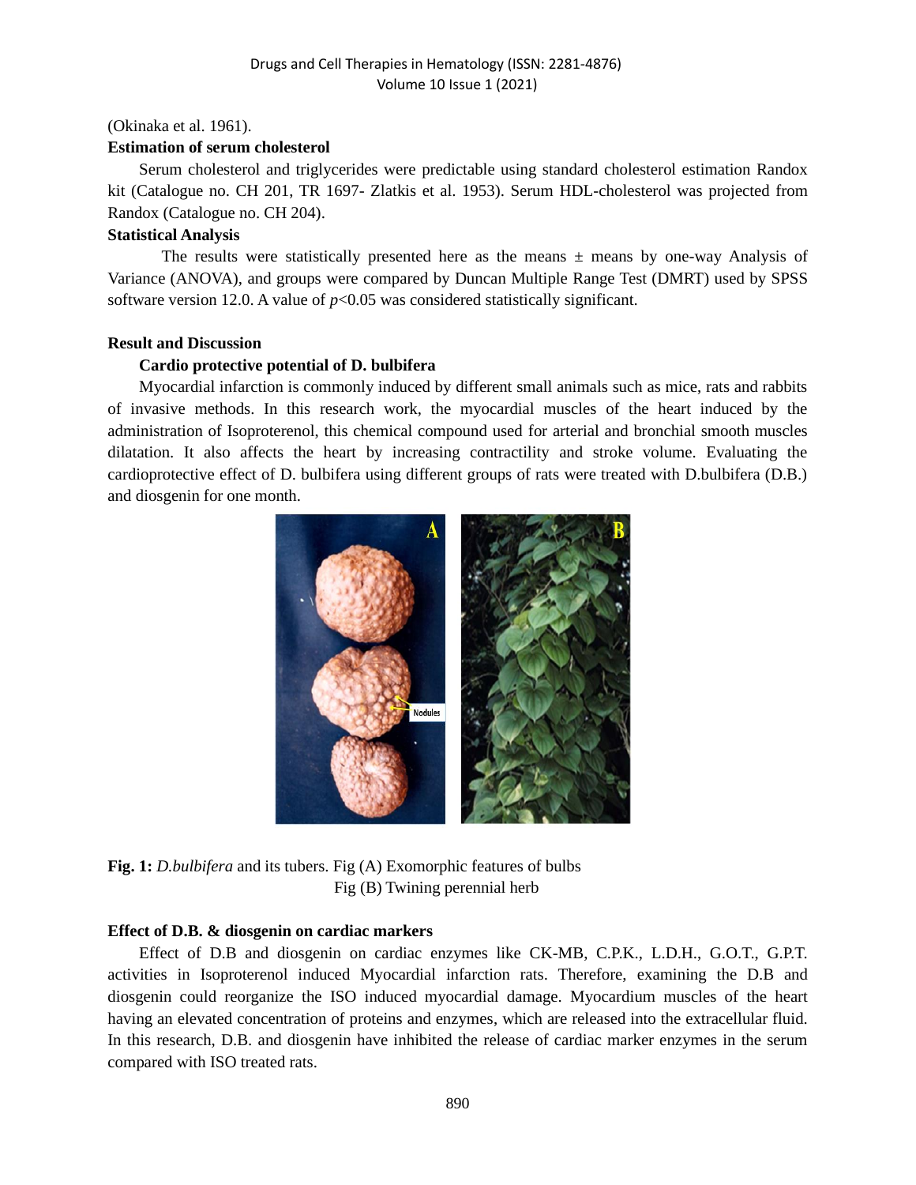(Okinaka et al. 1961).

**Estimation of serum cholesterol**

Serum cholesterol and triglycerides were predictable using standard cholesterol estimation Randox kit (Catalogue no. CH 201, TR 1697- Zlatkis et al. 1953). Serum HDL-cholesterol was projected from Randox (Catalogue no. CH 204).

**Statistical Analysis**

The results were statistically presented here as the means ± means by one-way Analysis of Variance (ANOVA), and groups were compared by Duncan Multiple Range Test (DMRT) used by SPSS software version 12.0. A value of $p<0.05$ was considered statistically significant.

## Result and Discussion

**Cardio protective potential of D. bulbifera**

Myocardial infarction is commonly induced by different small animals such as mice, rats and rabbits of invasive methods. In this research work, the myocardial muscles of the heart induced by the administration of Isoproterenol, this chemical compound used for arterial and bronchial smooth muscles dilatation. It also affects the heart by increasing contractility and stroke volume. Evaluating the cardioprotective effect of D. bulbifera using different groups of rats were treated with D.bulbifera (D.B.) and diosgenin for one month.

**Fig. 1:** *D.bulbifera* and its tubers. Fig (A) Exomorphic features of bulbs
Fig (B) Twining perennial herb

**Effect of D.B. & diosgenin on cardiac markers**

Effect of D.B and diosgenin on cardiac enzymes like CK-MB, C.P.K., L.D.H., G.O.T., G.P.T. activities in Isoproterenol induced Myocardial infarction rats. Therefore, examining the D.B and diosgenin could reorganize the ISO induced myocardial damage. Myocardium muscles of the heart having an elevated concentration of proteins and enzymes, which are released into the extracellular fluid. In this research, D.B. and diosgenin have inhibited the release of cardiac marker enzymes in the serum compared with ISO treated rats.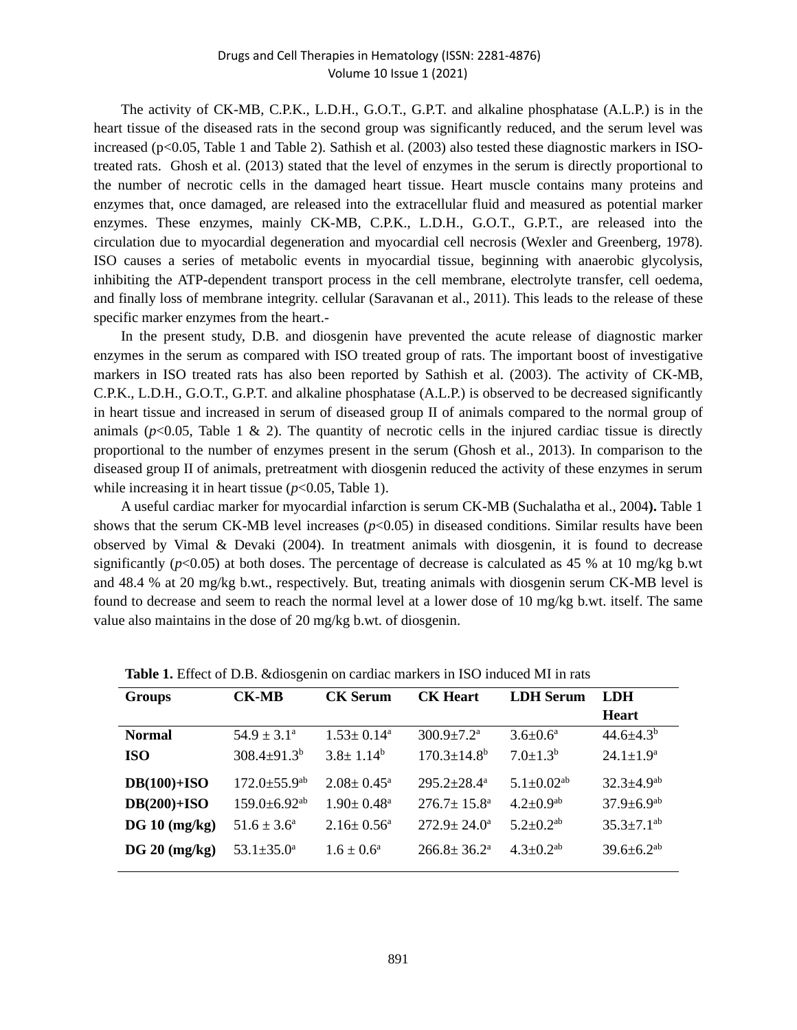The activity of CK-MB, C.P.K., L.D.H., G.O.T., G.P.T. and alkaline phosphatase (A.L.P.) is in the heart tissue of the diseased rats in the second group was significantly reduced, and the serum level was increased ($p<0.05$, Table 1 and Table 2). Sathish et al. (2003) also tested these diagnostic markers in ISO-treated rats. Ghosh et al. (2013) stated that the level of enzymes in the serum is directly proportional to the number of necrotic cells in the damaged heart tissue. Heart muscle contains many proteins and enzymes that, once damaged, are released into the extracellular fluid and measured as potential marker enzymes. These enzymes, mainly CK-MB, C.P.K., L.D.H., G.O.T., G.P.T., are released into the circulation due to myocardial degeneration and myocardial cell necrosis (Wexler and Greenberg, 1978). ISO causes a series of metabolic events in myocardial tissue, beginning with anaerobic glycolysis, inhibiting the ATP-dependent transport process in the cell membrane, electrolyte transfer, cell oedema, and finally loss of membrane integrity. cellular (Saravanan et al., 2011). This leads to the release of these specific marker enzymes from the heart.-

In the present study, D.B. and diosgenin have prevented the acute release of diagnostic marker enzymes in the serum as compared with ISO treated group of rats. The important boost of investigative markers in ISO treated rats has also been reported by Sathish et al. (2003). The activity of CK-MB, C.P.K., L.D.H., G.O.T., G.P.T. and alkaline phosphatase (A.L.P.) is observed to be decreased significantly in heart tissue and increased in serum of diseased group II of animals compared to the normal group of animals ($p<0.05$, Table 1 & 2). The quantity of necrotic cells in the injured cardiac tissue is directly proportional to the number of enzymes present in the serum (Ghosh et al., 2013). In comparison to the diseased group II of animals, pretreatment with diosgenin reduced the activity of these enzymes in serum while increasing it in heart tissue ($p<0.05$, Table 1).

A useful cardiac marker for myocardial infarction is serum CK-MB (Suchalatha et al., 2004**).** Table 1 shows that the serum CK-MB level increases ($p<0.05$) in diseased conditions. Similar results have been observed by Vimal & Devaki (2004). In treatment animals with diosgenin, it is found to decrease significantly ($p<0.05$) at both doses. The percentage of decrease is calculated as 45 % at 10 mg/kg b.wt and 48.4 % at 20 mg/kg b.wt., respectively. But, treating animals with diosgenin serum CK-MB level is found to decrease and seem to reach the normal level at a lower dose of 10 mg/kg b.wt. itself. The same value also maintains in the dose of 20 mg/kg b.wt. of diosgenin.

**Table 1.** Effect of D.B. &diosgenin on cardiac markers in ISO induced MI in rats

| Groups | CK-MB | CK Serum | CK Heart | LDH Serum | LDH Heart |
|---|---|---|---|---|---|
| **Normal** | $54.9 \pm 3.1^{a}$ | $1.53 \pm 0.14^{a}$ | $300.9 \pm 7.2^{a}$ | $3.6 \pm 0.6^{a}$ | $44.6 \pm 4.3^{b}$ |
| **ISO** | $308.4 \pm 91.3^{b}$ | $3.8 \pm 1.14^{b}$ | $170.3 \pm 14.8^{b}$ | $7.0 \pm 1.3^{b}$ | $24.1 \pm 1.9^{a}$ |
| **DB(100)+ISO** | $172.0 \pm 55.9^{ab}$ | $2.08 \pm 0.45^{a}$ | $295.2 \pm 28.4^{a}$ | $5.1 \pm 0.02^{ab}$ | $32.3 \pm 4.9^{ab}$ |
| **DB(200)+ISO** | $159.0 \pm 6.92^{ab}$ | $1.90 \pm 0.48^{a}$ | $276.7 \pm 15.8^{a}$ | $4.2 \pm 0.9^{ab}$ | $37.9 \pm 6.9^{ab}$ |
| **DG 10 (mg/kg)** | $51.6 \pm 3.6^{a}$ | $2.16 \pm 0.56^{a}$ | $272.9 \pm 24.0^{a}$ | $5.2 \pm 0.2^{ab}$ | $35.3 \pm 7.1^{ab}$ |
| **DG 20 (mg/kg)** | $53.1 \pm 35.0^{a}$ | $1.6 \pm 0.6^{a}$ | $266.8 \pm 36.2^{a}$ | $4.3 \pm 0.2^{ab}$ | $39.6 \pm 6.2^{ab}$ |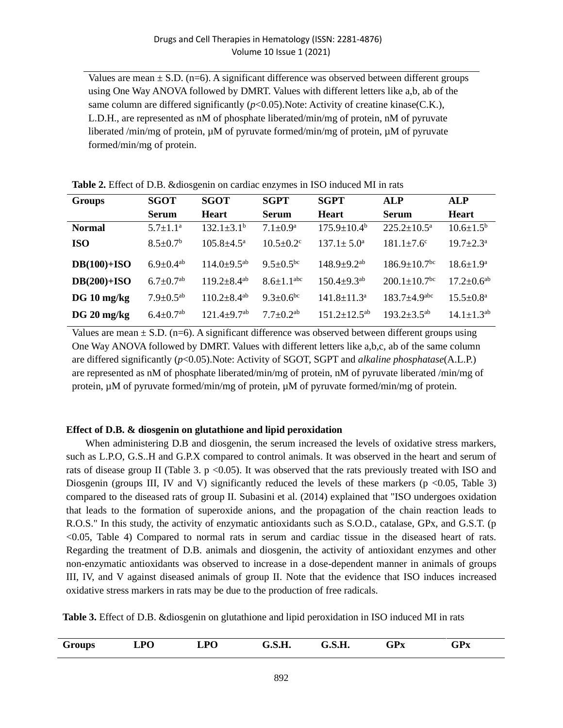Values are mean ± S.D. (n=6). A significant difference was observed between different groups using One Way ANOVA followed by DMRT. Values with different letters like a,b, ab of the same column are differed significantly ($p$<0.05).Note: Activity of creatine kinase(C.K.), L.D.H., are represented as nM of phosphate liberated/min/mg of protein, nM of pyruvate liberated /min/mg of protein, µM of pyruvate formed/min/mg of protein, µM of pyruvate formed/min/mg of protein.

**Table 2.** Effect of D.B. &diosgenin on cardiac enzymes in ISO induced MI in rats

| Groups | SGOT Serum | SGOT Heart | SGPT Serum | SGPT Heart | ALP Serum | ALP Heart |
|---|---|---|---|---|---|---|
| **Normal** | 5.7±1.1$^{a}$ | 132.1±3.1$^{b}$ | 7.1±0.9$^{a}$ | 175.9±10.4$^{b}$ | 225.2±10.5$^{a}$ | 10.6±1.5$^{b}$ |
| **ISO** | 8.5±0.7$^{b}$ | 105.8±4.5$^{a}$ | 10.5±0.2$^{c}$ | 137.1± 5.0$^{a}$ | 181.1±7.6$^{c}$ | 19.7±2.3$^{a}$ |
| **DB(100)+ISO** | 6.9±0.4$^{ab}$ | 114.0±9.5$^{ab}$ | 9.5±0.5$^{bc}$ | 148.9±9.2$^{ab}$ | 186.9±10.7$^{bc}$ | 18.6±1.9$^{a}$ |
| **DB(200)+ISO** | 6.7±0.7$^{ab}$ | 119.2±8.4$^{ab}$ | 8.6±1.1$^{abc}$ | 150.4±9.3$^{ab}$ | 200.1±10.7$^{bc}$ | 17.2±0.6$^{ab}$ |
| **DG 10 mg/kg** | 7.9±0.5$^{ab}$ | 110.2±8.4$^{ab}$ | 9.3±0.6$^{bc}$ | 141.8±11.3$^{a}$ | 183.7±4.9$^{abc}$ | 15.5±0.8$^{a}$ |
| **DG 20 mg/kg** | 6.4±0.7$^{ab}$ | 121.4±9.7$^{ab}$ | 7.7±0.2$^{ab}$ | 151.2±12.5$^{ab}$ | 193.2±3.5$^{ab}$ | 14.1±1.3$^{ab}$ |

Values are mean ± S.D. (n=6). A significant difference was observed between different groups using One Way ANOVA followed by DMRT. Values with different letters like a,b,c, ab of the same column are differed significantly ($p$<0.05).Note: Activity of SGOT, SGPT and *alkaline phosphatase*(A.L.P.) are represented as nM of phosphate liberated/min/mg of protein, nM of pyruvate liberated /min/mg of protein, µM of pyruvate formed/min/mg of protein, µM of pyruvate formed/min/mg of protein.

**Effect of D.B. & diosgenin on glutathione and lipid peroxidation**

When administering D.B and diosgenin, the serum increased the levels of oxidative stress markers, such as L.P.O, G.S..H and G.P.X compared to control animals. It was observed in the heart and serum of rats of disease group II (Table 3. p <0.05). It was observed that the rats previously treated with ISO and Diosgenin (groups III, IV and V) significantly reduced the levels of these markers (p <0.05, Table 3) compared to the diseased rats of group II. Subasini et al. (2014) explained that "ISO undergoes oxidation that leads to the formation of superoxide anions, and the propagation of the chain reaction leads to R.O.S." In this study, the activity of enzymatic antioxidants such as S.O.D., catalase, GPx, and G.S.T. (p <0.05, Table 4) Compared to normal rats in serum and cardiac tissue in the diseased heart of rats. Regarding the treatment of D.B. animals and diosgenin, the activity of antioxidant enzymes and other non-enzymatic antioxidants was observed to increase in a dose-dependent manner in animals of groups III, IV, and V against diseased animals of group II. Note that the evidence that ISO induces increased oxidative stress markers in rats may be due to the production of free radicals.

**Table 3.** Effect of D.B. &diosgenin on glutathione and lipid peroxidation in ISO induced MI in rats

| Groups | LPO | LPO | G.S.H. | G.S.H. | GPx | GPx |
|---|---|---|---|---|---|---|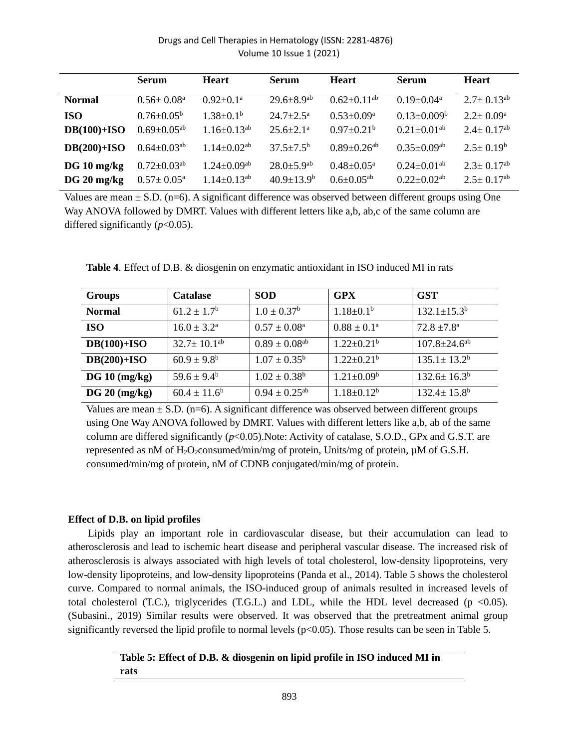| | Serum | Heart | Serum | Heart | Serum | Heart |
|---|---|---|---|---|---|---|
| **Normal** | 0.56± 0.08[a] | 0.92±0.1[a] | 29.6±8.9[ab] | 0.62±0.11[ab] | 0.19±0.04[a] | 2.7± 0.13[ab] |
| **ISO** | 0.76±0.05[b] | 1.38±0.1[b] | 24.7±2.5[a] | 0.53±0.09[a] | 0.13±0.009[b] | 2.2± 0.09[a] |
| **DB(100)+ISO** | 0.69±0.05[ab] | 1.16±0.13[ab] | 25.6±2.1[a] | 0.97±0.21[b] | 0.21±0.01[ab] | 2.4± 0.17[ab] |
| **DB(200)+ISO** | 0.64±0.03[ab] | 1.14±0.02[ab] | 37.5±7.5[b] | 0.89±0.26[ab] | 0.35±0.09[ab] | 2.5± 0.19[b] |
| **DG 10 mg/kg** | 0.72±0.03[ab] | 1.24±0.09[ab] | 28.0±5.9[ab] | 0.48±0.05[a] | 0.24±0.01[ab] | 2.3± 0.17[ab] |
| **DG 20 mg/kg** | 0.57± 0.05[a] | 1.14±0.13[ab] | 40.9±13.9[b] | 0.6±0.05[ab] | 0.22±0.02[ab] | 2.5± 0.17[ab] |

Values are mean ± S.D. (n=6). A significant difference was observed between different groups using One Way ANOVA followed by DMRT. Values with different letters like a,b, ab,c of the same column are differed significantly (*p*<0.05).

**Table 4**. Effect of D.B. & diosgenin on enzymatic antioxidant in ISO induced MI in rats

| Groups | Catalase | SOD | GPX | GST |
|---|---|---|---|---|
| **Normal** | 61.2 ± 1.7[b] | 1.0 ± 0.37[b] | 1.18±0.1[b] | 132.1±15.3[b] |
| **ISO** | 16.0 ± 3.2[a] | 0.57 ± 0.08[a] | 0.88 ± 0.1[a] | 72.8 ±7.8[a] |
| **DB(100)+ISO** | 32.7± 10.1[ab] | 0.89 ± 0.08[ab] | 1.22±0.21[b] | 107.8±24.6[ab] |
| **DB(200)+ISO** | 60.9 ± 9.8[b] | 1.07 ± 0.35[b] | 1.22±0.21[b] | 135.1± 13.2[b] |
| **DG 10 (mg/kg)** | 59.6 ± 9.4[b] | 1.02 ± 0.38[b] | 1.21±0.09[b] | 132.6± 16.3[b] |
| **DG 20 (mg/kg)** | 60.4 ± 11.6[b] | 0.94 ± 0.25[ab] | 1.18±0.12[b] | 132.4± 15.8[b] |

Values are mean ± S.D. (n=6). A significant difference was observed between different groups using One Way ANOVA followed by DMRT. Values with different letters like a,b, ab of the same column are differed significantly (*p*<0.05).Note: Activity of catalase, S.O.D., GPx and G.S.T. are represented as nM of $H_2O_2$consumed/min/mg of protein, Units/mg of protein, µM of G.S.H. consumed/min/mg of protein, nM of CDNB conjugated/min/mg of protein.

**Effect of D.B. on lipid profiles**

Lipids play an important role in cardiovascular disease, but their accumulation can lead to atherosclerosis and lead to ischemic heart disease and peripheral vascular disease. The increased risk of atherosclerosis is always associated with high levels of total cholesterol, low-density lipoproteins, very low-density lipoproteins, and low-density lipoproteins (Panda et al., 2014). Table 5 shows the cholesterol curve. Compared to normal animals, the ISO-induced group of animals resulted in increased levels of total cholesterol (T.C.), triglycerides (T.G.L.) and LDL, while the HDL level decreased (p <0.05). (Subasini., 2019) Similar results were observed. It was observed that the pretreatment animal group significantly reversed the lipid profile to normal levels (p<0.05). Those results can be seen in Table 5.

**Table 5: Effect of D.B. & diosgenin on lipid profile in ISO induced MI in rats**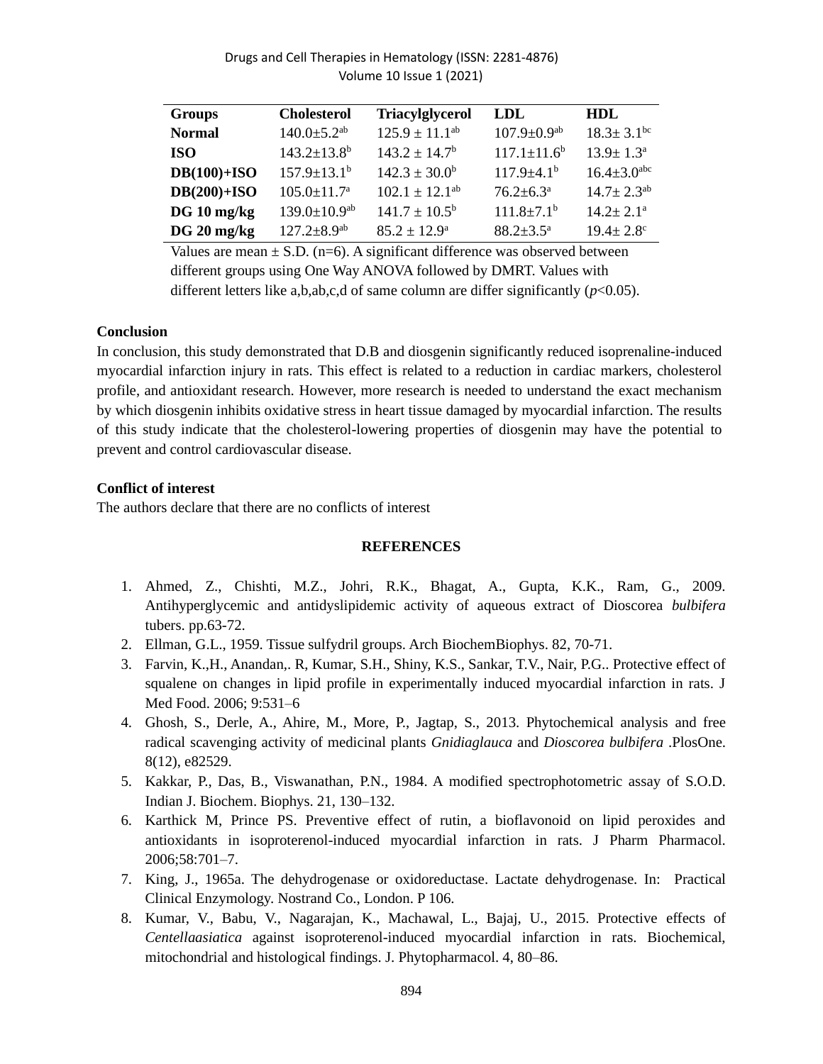| Groups | Cholesterol | Triacylglycerol | LDL | HDL |
|---|---|---|---|---|
| **Normal** | $140.0\pm5.2^{ab}$ | $125.9 \pm 11.1^{ab}$ | $107.9\pm0.9^{ab}$ | $18.3\pm 3.1^{bc}$ |
| **ISO** | $143.2\pm13.8^{b}$ | $143.2 \pm 14.7^{b}$ | $117.1\pm11.6^{b}$ | $13.9\pm 1.3^{a}$ |
| **DB(100)+ISO** | $157.9\pm13.1^{b}$ | $142.3 \pm 30.0^{b}$ | $117.9\pm4.1^{b}$ | $16.4\pm3.0^{abc}$ |
| **DB(200)+ISO** | $105.0\pm11.7^{a}$ | $102.1 \pm 12.1^{ab}$ | $76.2\pm6.3^{a}$ | $14.7\pm 2.3^{ab}$ |
| **DG 10 mg/kg** | $139.0\pm10.9^{ab}$ | $141.7 \pm 10.5^{b}$ | $111.8\pm7.1^{b}$ | $14.2\pm 2.1^{a}$ |
| **DG 20 mg/kg** | $127.2\pm8.9^{ab}$ | $85.2 \pm 12.9^{a}$ | $88.2\pm3.5^{a}$ | $19.4\pm 2.8^{c}$ |

Values are mean ± S.D. (n=6). A significant difference was observed between different groups using One Way ANOVA followed by DMRT. Values with different letters like a,b,ab,c,d of same column are differ significantly ($p<0.05$).

**Conclusion**

In conclusion, this study demonstrated that D.B and diosgenin significantly reduced isoprenaline-induced myocardial infarction injury in rats. This effect is related to a reduction in cardiac markers, cholesterol profile, and antioxidant research. However, more research is needed to understand the exact mechanism by which diosgenin inhibits oxidative stress in heart tissue damaged by myocardial infarction. The results of this study indicate that the cholesterol-lowering properties of diosgenin may have the potential to prevent and control cardiovascular disease.

**Conflict of interest**

The authors declare that there are no conflicts of interest

**REFERENCES**

1. Ahmed, Z., Chishti, M.Z., Johri, R.K., Bhagat, A., Gupta, K.K., Ram, G., 2009. Antihyperglycemic and antidyslipidemic activity of aqueous extract of Dioscorea *bulbifera* tubers. pp.63-72.
2. Ellman, G.L., 1959. Tissue sulfydril groups. Arch BiochemBiophys. 82, 70-71.
3. Farvin, K.,H., Anandan,. R, Kumar, S.H., Shiny, K.S., Sankar, T.V., Nair, P.G.. Protective effect of squalene on changes in lipid profile in experimentally induced myocardial infarction in rats. J Med Food. 2006; 9:531–6
4. Ghosh, S., Derle, A., Ahire, M., More, P., Jagtap, S., 2013. Phytochemical analysis and free radical scavenging activity of medicinal plants *Gnidiaglauca* and *Dioscorea bulbifera* .PlosOne. 8(12), e82529.
5. Kakkar, P., Das, B., Viswanathan, P.N., 1984. A modified spectrophotometric assay of S.O.D. Indian J. Biochem. Biophys. 21, 130–132.
6. Karthick M, Prince PS. Preventive effect of rutin, a bioflavonoid on lipid peroxides and antioxidants in isoproterenol-induced myocardial infarction in rats. J Pharm Pharmacol. 2006;58:701–7.
7. King, J., 1965a. The dehydrogenase or oxidoreductase. Lactate dehydrogenase. In: Practical Clinical Enzymology. Nostrand Co., London. P 106.
8. Kumar, V., Babu, V., Nagarajan, K., Machawal, L., Bajaj, U., 2015. Protective effects of *Centellaasiatica* against isoproterenol-induced myocardial infarction in rats. Biochemical, mitochondrial and histological findings. J. Phytopharmacol. 4, 80–86.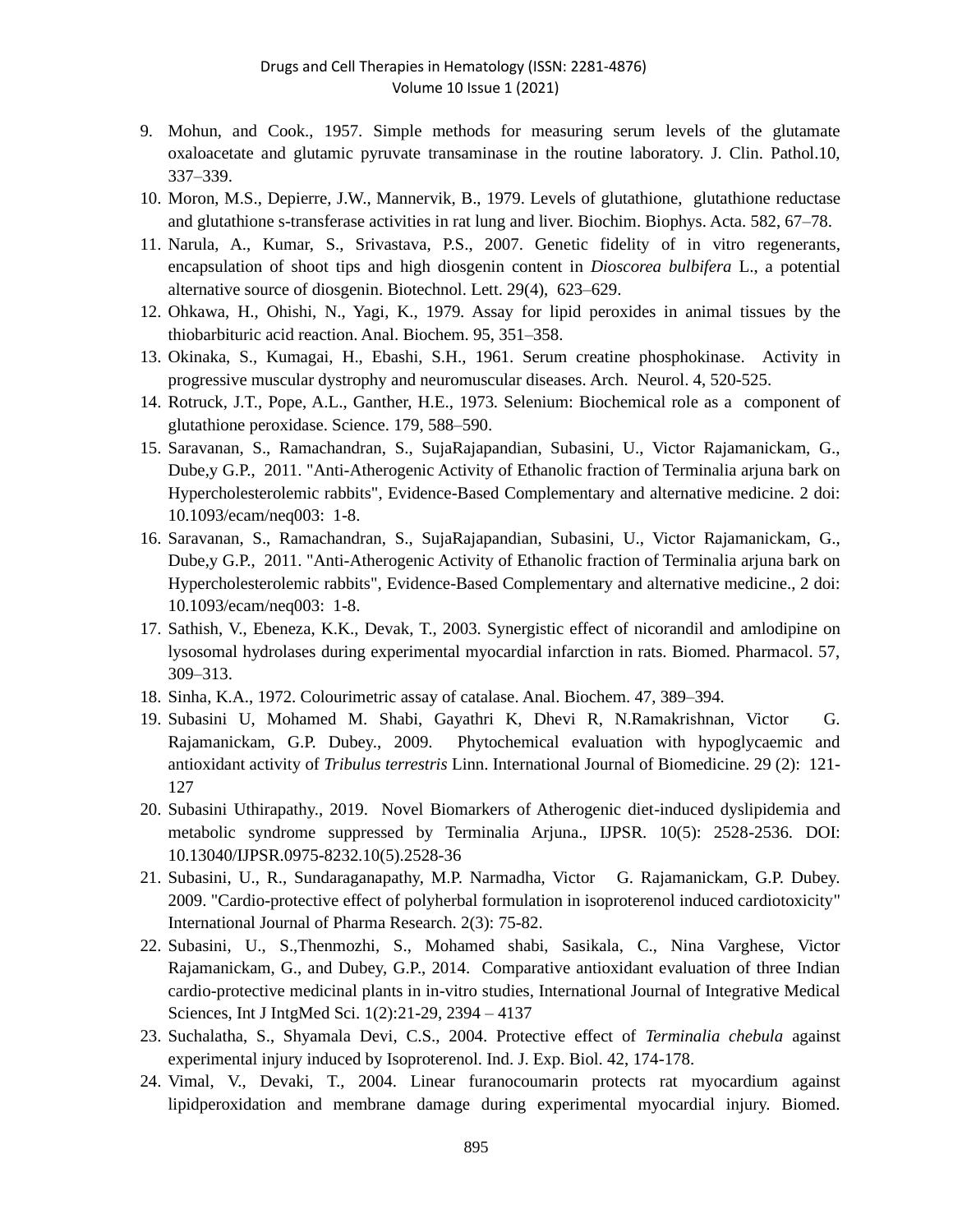9. Mohun, and Cook., 1957. Simple methods for measuring serum levels of the glutamate oxaloacetate and glutamic pyruvate transaminase in the routine laboratory. J. Clin. Pathol.10, 337–339.
10. Moron, M.S., Depierre, J.W., Mannervik, B., 1979. Levels of glutathione, glutathione reductase and glutathione s-transferase activities in rat lung and liver. Biochim. Biophys. Acta. 582, 67–78.
11. Narula, A., Kumar, S., Srivastava, P.S., 2007. Genetic fidelity of in vitro regenerants, encapsulation of shoot tips and high diosgenin content in *Dioscorea bulbifera* L., a potential alternative source of diosgenin. Biotechnol. Lett. 29(4), 623–629.
12. Ohkawa, H., Ohishi, N., Yagi, K., 1979. Assay for lipid peroxides in animal tissues by the thiobarbituric acid reaction. Anal. Biochem. 95, 351–358.
13. Okinaka, S., Kumagai, H., Ebashi, S.H., 1961. Serum creatine phosphokinase. Activity in progressive muscular dystrophy and neuromuscular diseases. Arch. Neurol. 4, 520-525.
14. Rotruck, J.T., Pope, A.L., Ganther, H.E., 1973. Selenium: Biochemical role as a component of glutathione peroxidase. Science. 179, 588–590.
15. Saravanan, S., Ramachandran, S., SujaRajapandian, Subasini, U., Victor Rajamanickam, G., Dube,y G.P., 2011. "Anti-Atherogenic Activity of Ethanolic fraction of Terminalia arjuna bark on Hypercholesterolemic rabbits", Evidence-Based Complementary and alternative medicine. 2 doi: 10.1093/ecam/neq003: 1-8.
16. Saravanan, S., Ramachandran, S., SujaRajapandian, Subasini, U., Victor Rajamanickam, G., Dube,y G.P., 2011. "Anti-Atherogenic Activity of Ethanolic fraction of Terminalia arjuna bark on Hypercholesterolemic rabbits", Evidence-Based Complementary and alternative medicine., 2 doi: 10.1093/ecam/neq003: 1-8.
17. Sathish, V., Ebeneza, K.K., Devak, T., 2003. Synergistic effect of nicorandil and amlodipine on lysosomal hydrolases during experimental myocardial infarction in rats. Biomed. Pharmacol. 57, 309–313.
18. Sinha, K.A., 1972. Colourimetric assay of catalase. Anal. Biochem. 47, 389–394.
19. Subasini U, Mohamed M. Shabi, Gayathri K, Dhevi R, N.Ramakrishnan, Victor G. Rajamanickam, G.P. Dubey., 2009. Phytochemical evaluation with hypoglycaemic and antioxidant activity of *Tribulus terrestris* Linn. International Journal of Biomedicine. 29 (2): 121-127
20. Subasini Uthirapathy., 2019. Novel Biomarkers of Atherogenic diet-induced dyslipidemia and metabolic syndrome suppressed by Terminalia Arjuna., IJPSR. 10(5): 2528-2536. DOI: 10.13040/IJPSR.0975-8232.10(5).2528-36
21. Subasini, U., R., Sundaraganapathy, M.P. Narmadha, Victor G. Rajamanickam, G.P. Dubey. 2009. "Cardio-protective effect of polyherbal formulation in isoproterenol induced cardiotoxicity" International Journal of Pharma Research. 2(3): 75-82.
22. Subasini, U., S.,Thenmozhi, S., Mohamed shabi, Sasikala, C., Nina Varghese, Victor Rajamanickam, G., and Dubey, G.P., 2014. Comparative antioxidant evaluation of three Indian cardio-protective medicinal plants in in-vitro studies, International Journal of Integrative Medical Sciences, Int J IntgMed Sci. 1(2):21-29, 2394 – 4137
23. Suchalatha, S., Shyamala Devi, C.S., 2004. Protective effect of *Terminalia chebula* against experimental injury induced by Isoproterenol. Ind. J. Exp. Biol. 42, 174-178.
24. Vimal, V., Devaki, T., 2004. Linear furanocoumarin protects rat myocardium against lipidperoxidation and membrane damage during experimental myocardial injury. Biomed.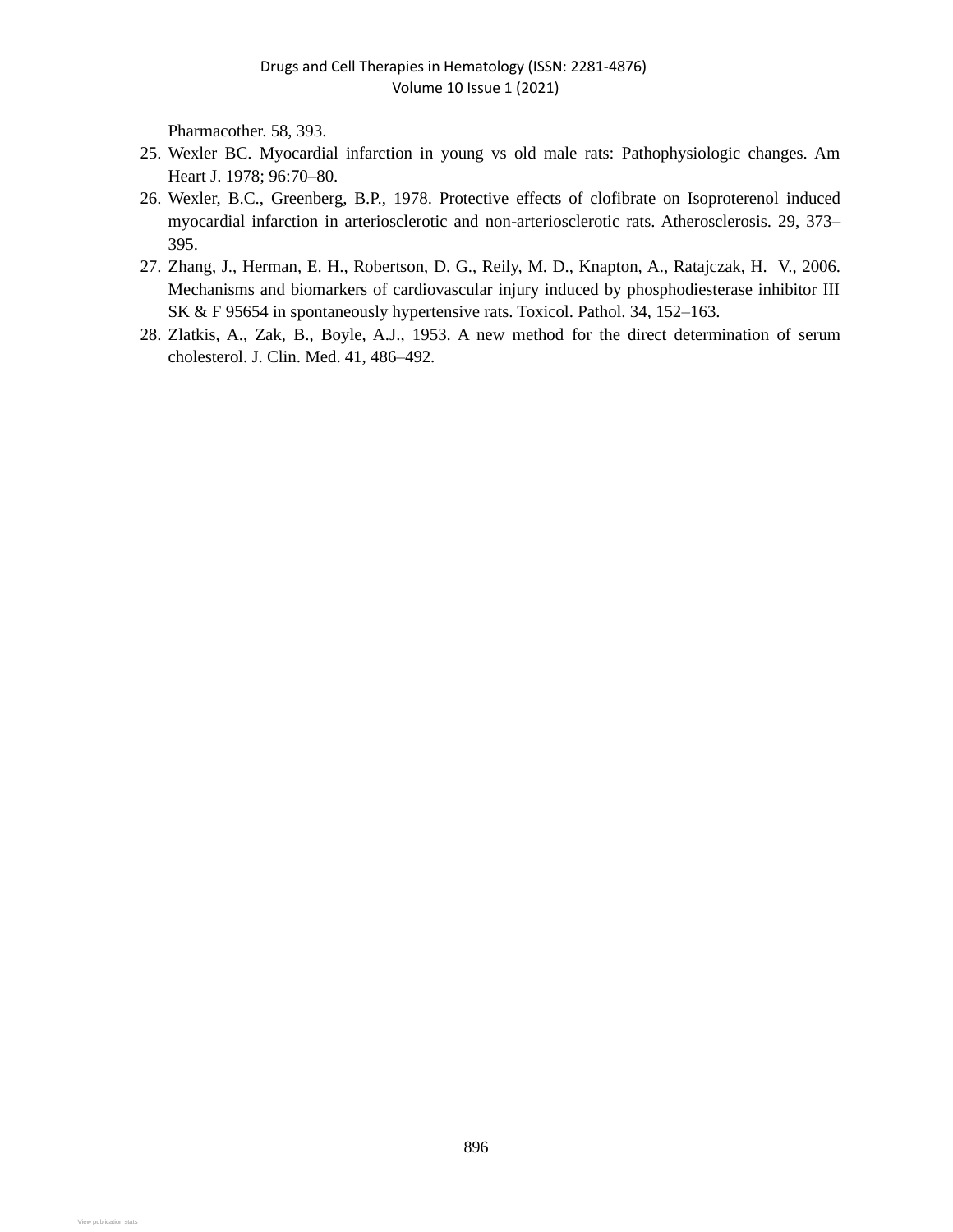Pharmacother. 58, 393.

25. Wexler BC. Myocardial infarction in young vs old male rats: Pathophysiologic changes. Am Heart J. 1978; 96:70–80.
26. Wexler, B.C., Greenberg, B.P., 1978. Protective effects of clofibrate on Isoproterenol induced myocardial infarction in arteriosclerotic and non-arteriosclerotic rats. Atherosclerosis. 29, 373–395.
27. Zhang, J., Herman, E. H., Robertson, D. G., Reily, M. D., Knapton, A., Ratajczak, H. V., 2006. Mechanisms and biomarkers of cardiovascular injury induced by phosphodiesterase inhibitor III SK & F 95654 in spontaneously hypertensive rats. Toxicol. Pathol. 34, 152–163.
28. Zlatkis, A., Zak, B., Boyle, A.J., 1953. A new method for the direct determination of serum cholesterol. J. Clin. Med. 41, 486–492.